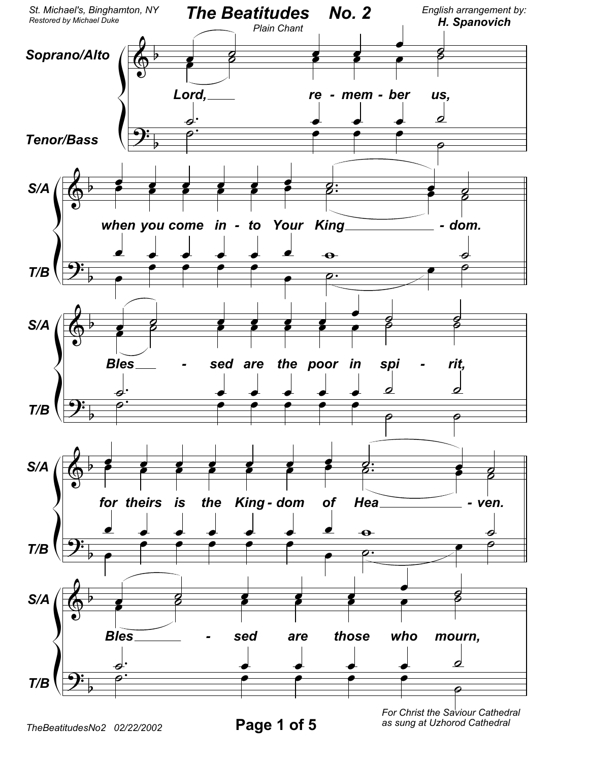St. Michael's, Binghamton, NY
Restored by Michael Duke

# The Beatitudes No. 2

Plain Chant

English arrangement by:
**H. Spanovich**

Soprano/Alto
Tenor/Bass

Lord, re - mem - ber us,

when you come in - to Your King - dom.

Bles - sed are the poor in spi - rit,

for theirs is the King - dom of Hea - ven.

Bles - sed are those who mourn,

TheBeatitudesNo2 02/22/2002

For Christ the Saviour Cathedral
as sung at Uzhorod Cathedral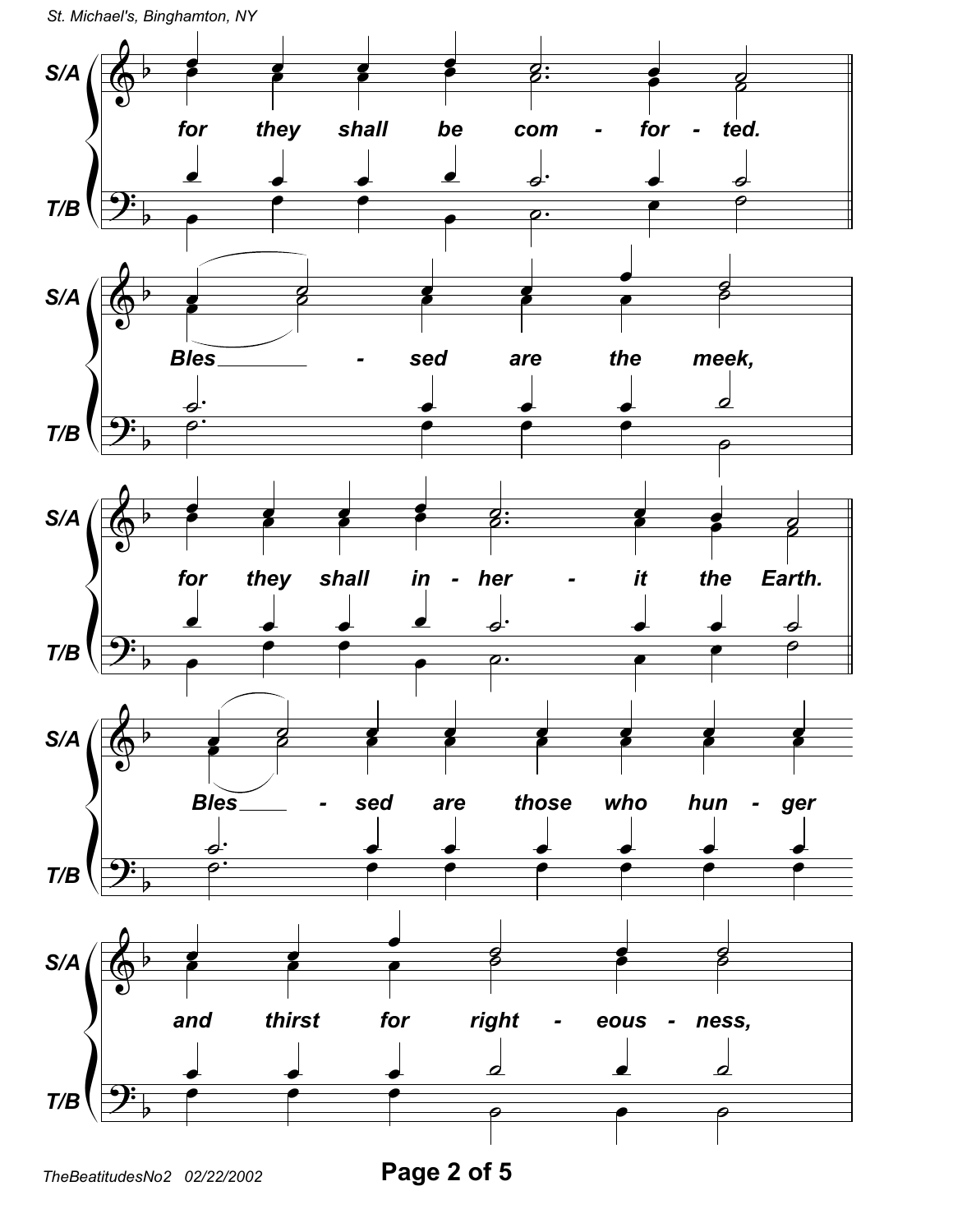for they shall be com - for - ted.

Bles - sed are the meek,

for they shall in - her - it the Earth.

Bles - sed are those who hun - ger

and thirst for right - eous - ness,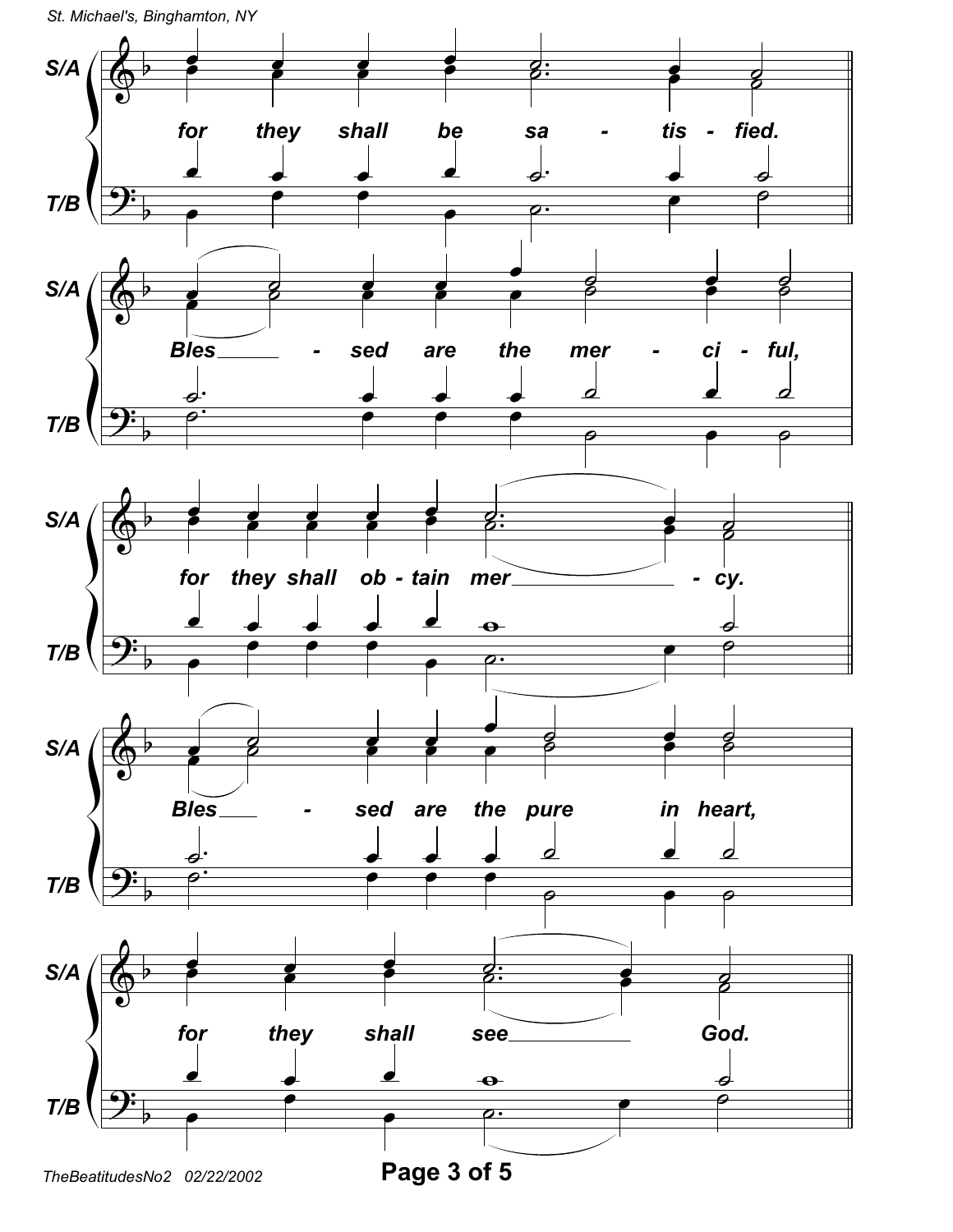S/A

for they shall be sa - tis - fied.

T/B

S/A

Bles - sed are the mer - ci - ful,

T/B

S/A

for they shall ob - tain mer - cy.

T/B

S/A

Bles - sed are the pure in heart,

T/B

S/A

for they shall see God.

T/B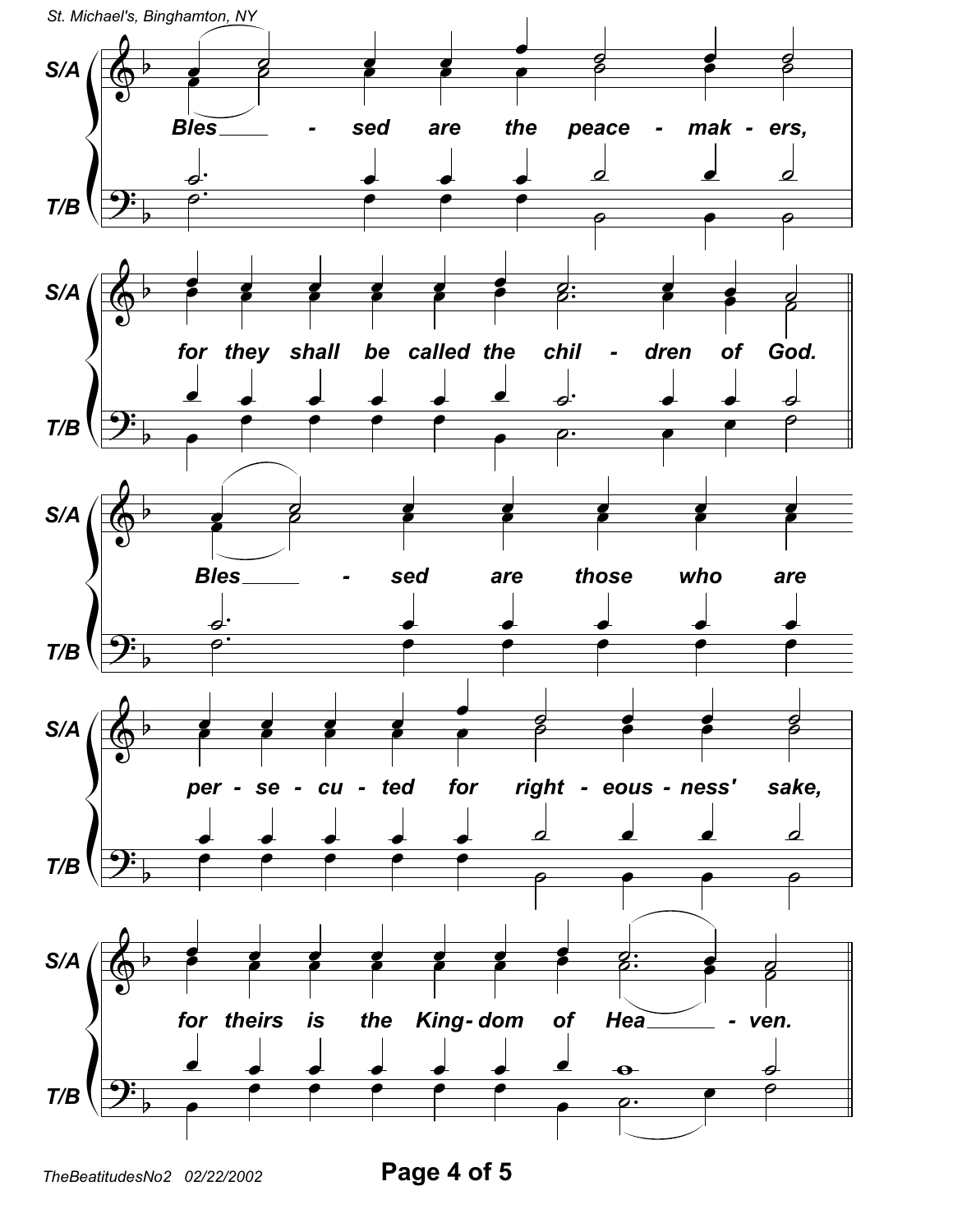S/A

T/B

Bles - sed are the peace - mak - ers,

for they shall be called the chil - dren of God.

Bles - sed are those who are

per - se - cu - ted for right - eous - ness' sake,

for theirs is the King - dom of Hea - ven.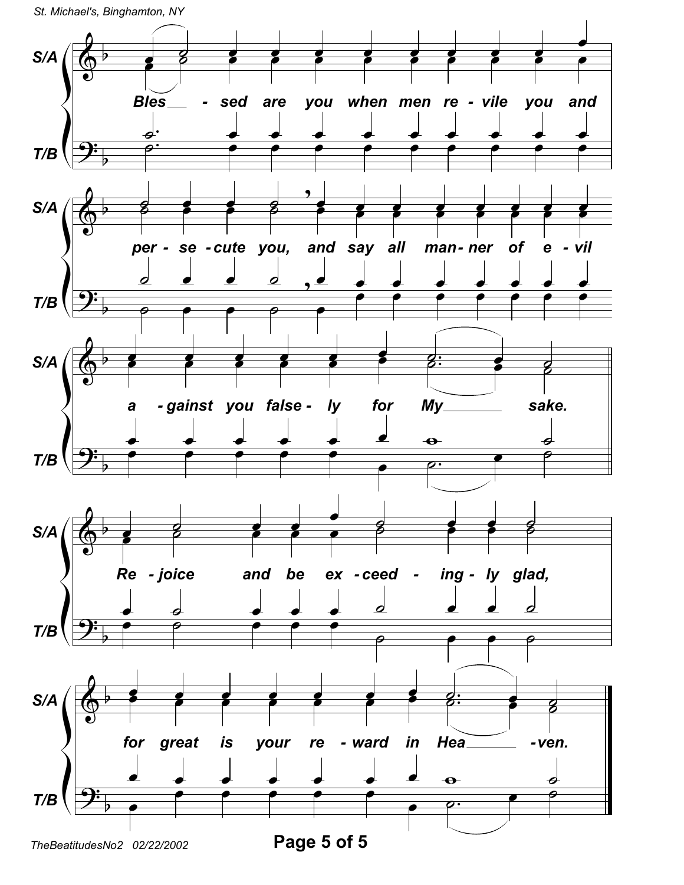Blessed are you when men revile you and persecute you, and say all manner of evil against you falsely for My sake.

Rejoice and be exceedingly glad, for great is your reward in Heaven.